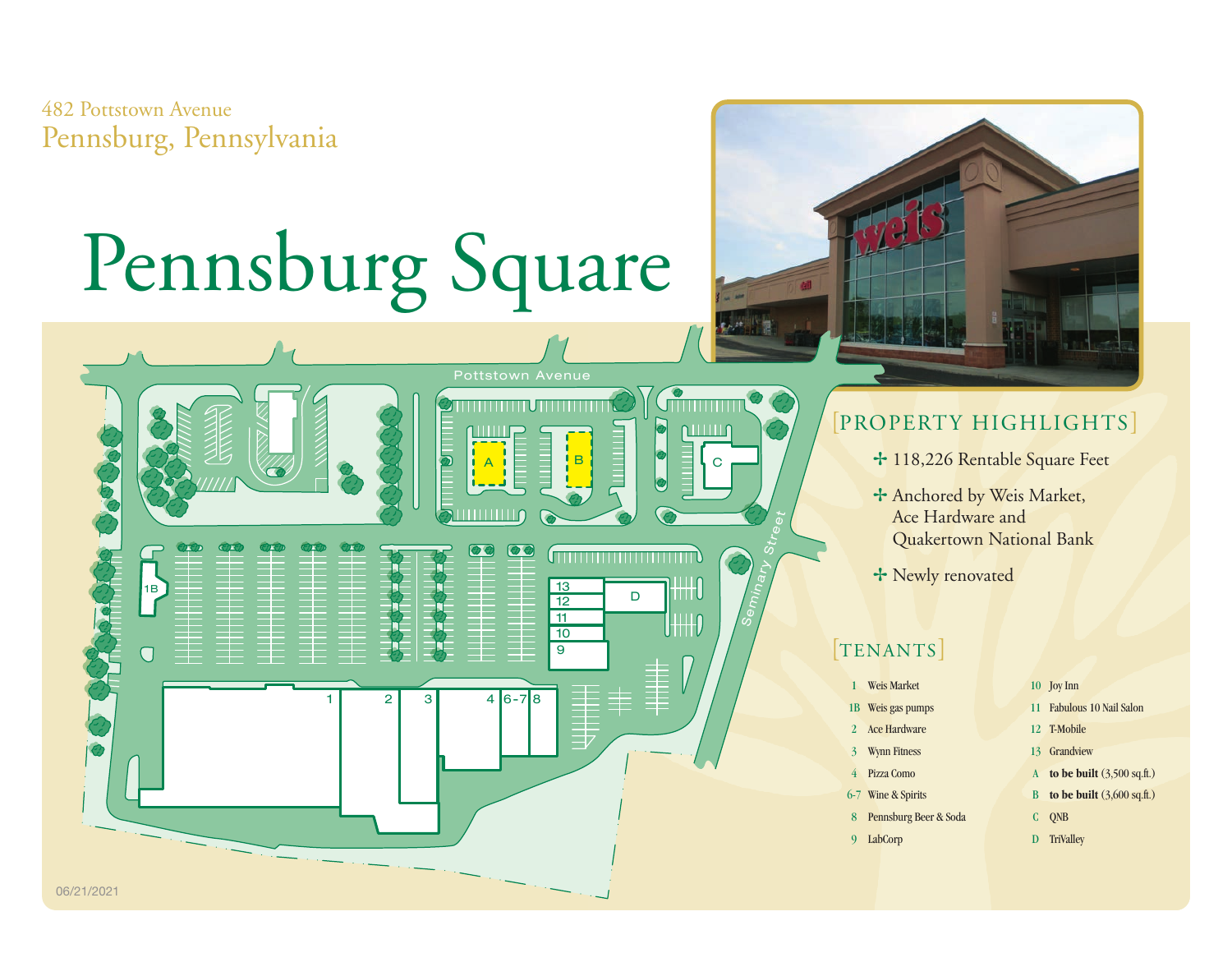482 Pottstown Avenue
Pennsburg, Pennsylvania

# Pennsburg Square

Pottstown Avenue

Seminary Street

## [PROPERTY HIGHLIGHTS]

- 118,226 Rentable Square Feet
- Anchored by Weis Market, Ace Hardware and Quakertown National Bank
- Newly renovated

## [TENANTS]

| | |
|---|---|
| 1 | Weis Market |
| 1B | Weis gas pumps |
| 2 | Ace Hardware |
| 3 | Wynn Fitness |
| 4 | Pizza Como |
| 6-7 | Wine & Spirits |
| 8 | Pennsburg Beer & Soda |
| 9 | LabCorp |
| 10 | Joy Inn |
| 11 | Fabulous 10 Nail Salon |
| 12 | T-Mobile |
| 13 | Grandview |
| A | **to be built** (3,500 sq.ft.) |
| B | **to be built** (3,600 sq.ft.) |
| C | QNB |
| D | TriValley |

06/21/2021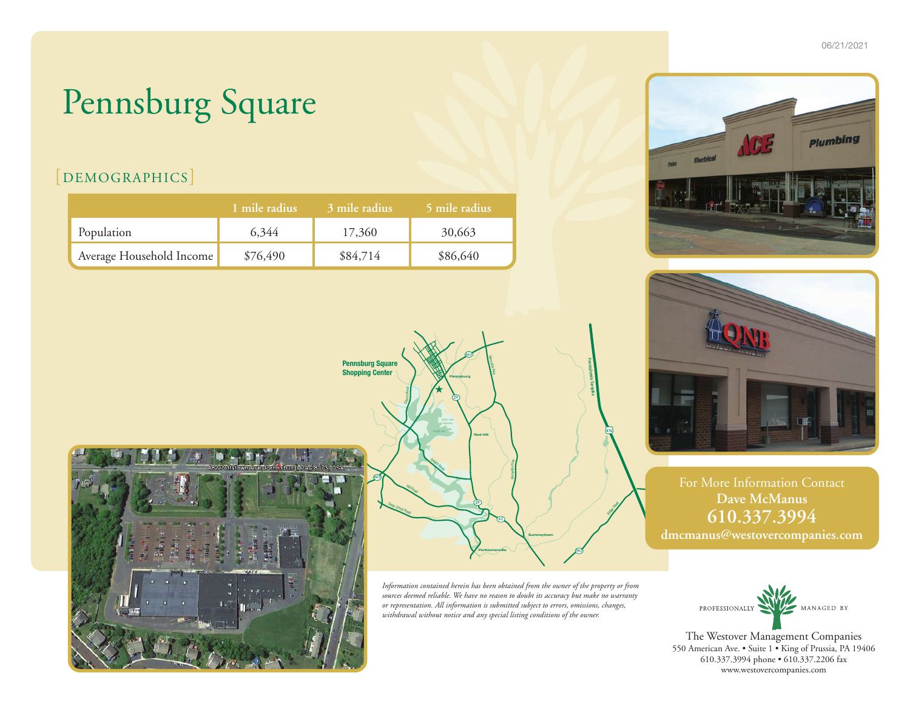# Pennsburg Square

## [DEMOGRAPHICS]

| | 1 mile radius | 3 mile radius | 5 mile radius |
|---|---|---|---|
| Population | 6,344 | 17,360 | 30,663 |
| Average Household Income | $76,490 | $84,714 | $86,640 |

For More Information Contact
**Dave McManus**
**610.337.3994**
**dmcmanus@westovercompanies.com**

*Information contained herein has been obtained from the owner of the property or from sources deemed reliable. We have no reason to doubt its accuracy but make no warranty or representation. All information is submitted subject to errors, omissions, changes, withdrawal without notice and any special listing conditions of the owner.*

PROFESSIONALLY MANAGED BY

The Westover Management Companies
550 American Ave. • Suite 1 • King of Prussia, PA 19406
610.337.3994 phone • 610.337.2206 fax
www.westovercompanies.com